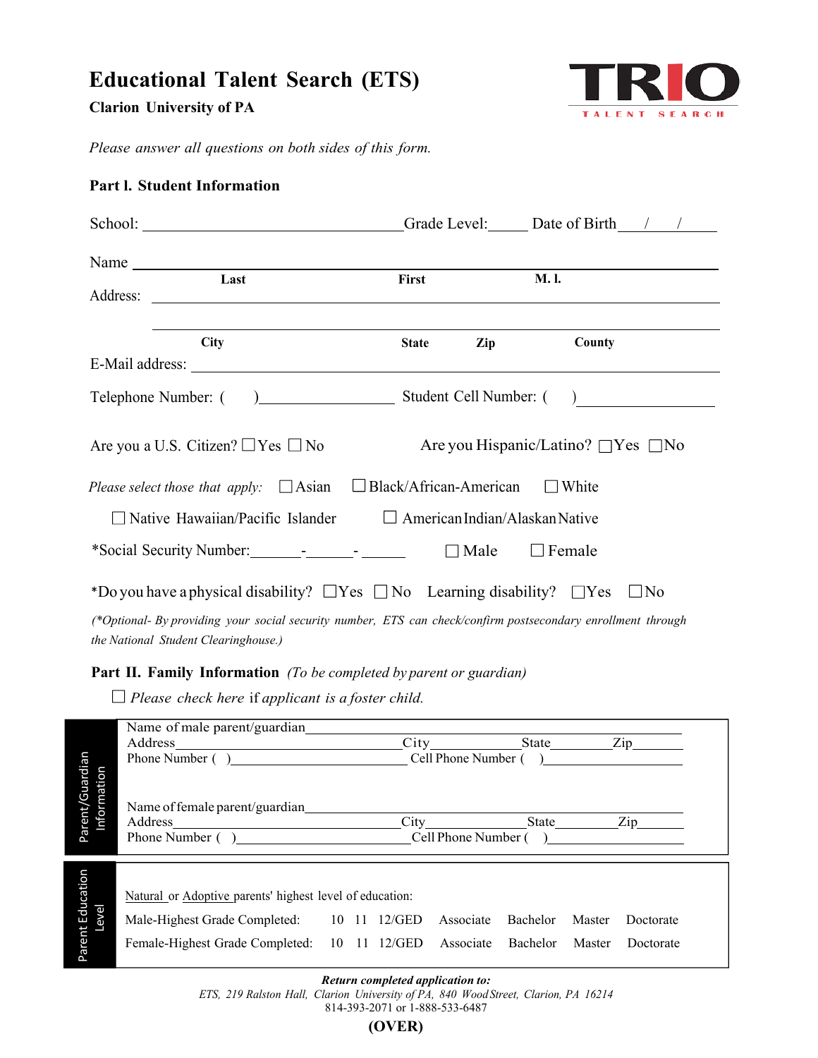# Educational Talent Search (ETS)

**Clarion University of PA**

TRIO TALENT SEARCH

*Please answer all questions on both sides of this form.*

## Part I. Student Information

School: ______________________________ Grade Level: _____ Date of Birth ___/___/_____

Name ______________________________________________
**Last** **First** **M. I.**

Address: ______________________________________________

______________________________________________
**City** **State** **Zip** **County**

E-Mail address: ______________________________________________

Telephone Number: ( ) ________________ Student Cell Number: ( ) ________________

Are you a U.S. Citizen? ☐ Yes ☐ No Are you Hispanic/Latino? ☐ Yes ☐ No

*Please select those that apply:* ☐ Asian ☐ Black/African-American ☐ White

☐ Native Hawaiian/Pacific Islander ☐ American Indian/Alaskan Native

*Social Security Number: ______-______-______ ☐ Male ☐ Female

*Do you have a physical disability? ☐ Yes ☐ No Learning disability? ☐ Yes ☐ No

*(*Optional- By providing your social security number, ETS can check/confirm postsecondary enrollment through the National Student Clearinghouse.)*

## Part II. Family Information *(To be completed by parent or guardian)*

☐ *Please check here* if *applicant is a foster child.*

**Parent/Guardian Information**

Name of male parent/guardian ______________________________________________
Address ______________________ City ____________ State ________ Zip ________
Phone Number ( ) ______________________ Cell Phone Number ( ) ______________________

Name of female parent/guardian ______________________________________________
Address ______________________ City ____________ State ________ Zip ________
Phone Number ( ) ______________________ Cell Phone Number ( ) ______________________

**Parent Education Level**

Natural or Adoptive parents' highest level of education:

Male-Highest Grade Completed: 10 11 12/GED Associate Bachelor Master Doctorate

Female-Highest Grade Completed: 10 11 12/GED Associate Bachelor Master Doctorate

***Return completed application to:***
*ETS, 219 Ralston Hall, Clarion University of PA, 840 Wood Street, Clarion, PA 16214*
814-393-2071 or 1-888-533-6487

**(OVER)**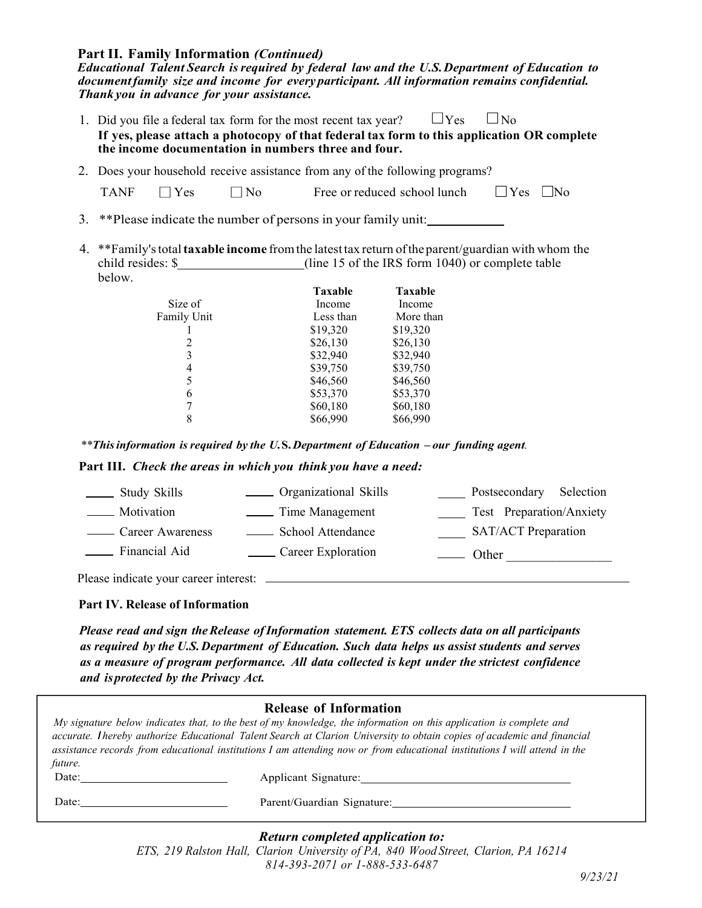## Part II. Family Information *(Continued)*

***Educational Talent Search is required by federal law and the U.S. Department of Education to document family size and income for every participant. All information remains confidential. Thank you in advance for your assistance.***

1. Did you file a federal tax form for the most recent tax year? ☐ Yes ☐ No
   **If yes, please attach a photocopy of that federal tax form to this application OR complete the income documentation in numbers three and four.**

2. Does your household receive assistance from any of the following programs?

   TANF ☐ Yes ☐ No Free or reduced school lunch ☐ Yes ☐ No

3. **Please indicate the number of persons in your family unit: ____________

4. **Family's total **taxable income** from the latest tax return of the parent/guardian with whom the child resides: $____________________(line 15 of the IRS form 1040) or complete table below.

| Size of Family Unit | Taxable Income Less than | Taxable Income More than |
|---|---|---|
| 1 | $19,320 | $19,320 |
| 2 | $26,130 | $26,130 |
| 3 | $32,940 | $32,940 |
| 4 | $39,750 | $39,750 |
| 5 | $46,560 | $46,560 |
| 6 | $53,370 | $53,370 |
| 7 | $60,180 | $60,180 |
| 8 | $66,990 | $66,990 |

***This information is required by the U.S. Department of Education – our funding agent.*

### Part III. *Check the areas in which you think you have a need:*

____ Study Skills
____ Motivation
____ Career Awareness
____ Financial Aid
____ Organizational Skills
____ Time Management
____ School Attendance
____ Career Exploration
____ Postsecondary Selection
____ Test Preparation/Anxiety
____ SAT/ACT Preparation
____ Other ________________

Please indicate your career interest: ____________________________________________________________

### Part IV. Release of Information

***Please read and sign the Release of Information statement. ETS collects data on all participants as required by the U.S. Department of Education. Such data helps us assist students and serves as a measure of program performance. All data collected is kept under the strictest confidence and is protected by the Privacy Act.***

**Release of Information**

*My signature below indicates that, to the best of my knowledge, the information on this application is complete and accurate. I hereby authorize Educational Talent Search at Clarion University to obtain copies of academic and financial assistance records from educational institutions I am attending now or from educational institutions I will attend in the future.*

Date:________________________ Applicant Signature:____________________________________

Date:________________________ Parent/Guardian Signature:______________________________

***Return completed application to:***

*ETS, 219 Ralston Hall, Clarion University of PA, 840 Wood Street, Clarion, PA 16214*
*814-393-2071 or 1-888-533-6487*

*9/23/21*